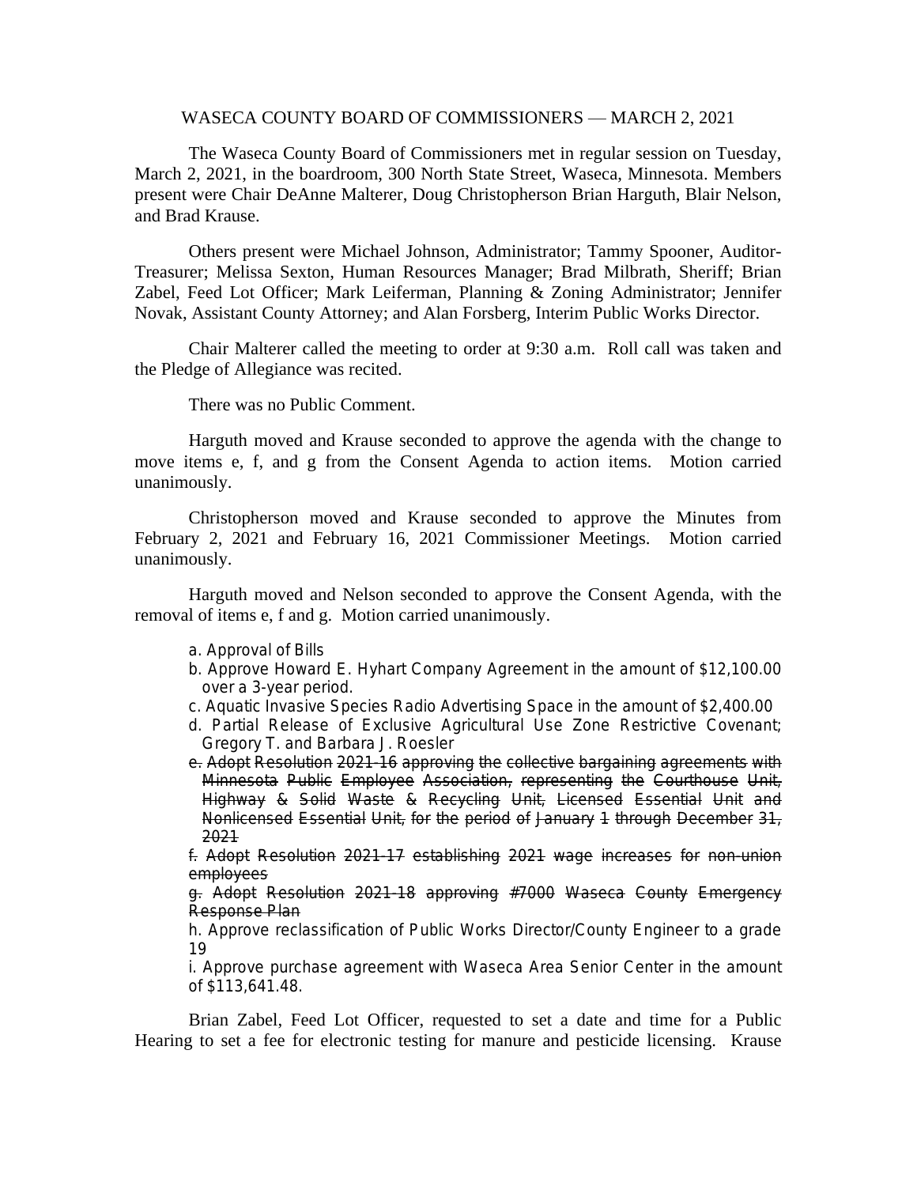WASECA COUNTY BOARD OF COMMISSIONERS — MARCH 2, 2021

The Waseca County Board of Commissioners met in regular session on Tuesday, March 2, 2021, in the boardroom, 300 North State Street, Waseca, Minnesota. Members present were Chair DeAnne Malterer, Doug Christopherson Brian Harguth, Blair Nelson, and Brad Krause.

Others present were Michael Johnson, Administrator; Tammy Spooner, Auditor-Treasurer; Melissa Sexton, Human Resources Manager; Brad Milbrath, Sheriff; Brian Zabel, Feed Lot Officer; Mark Leiferman, Planning & Zoning Administrator; Jennifer Novak, Assistant County Attorney; and Alan Forsberg, Interim Public Works Director.

Chair Malterer called the meeting to order at 9:30 a.m. Roll call was taken and the Pledge of Allegiance was recited.

There was no Public Comment.

Harguth moved and Krause seconded to approve the agenda with the change to move items e, f, and g from the Consent Agenda to action items. Motion carried unanimously.

Christopherson moved and Krause seconded to approve the Minutes from February 2, 2021 and February 16, 2021 Commissioner Meetings. Motion carried unanimously.

Harguth moved and Nelson seconded to approve the Consent Agenda, with the removal of items e, f and g. Motion carried unanimously.

a. Approval of Bills

b. Approve Howard E. Hyhart Company Agreement in the amount of $12,100.00 over a 3-year period.

c. Aquatic Invasive Species Radio Advertising Space in the amount of $2,400.00

d. Partial Release of Exclusive Agricultural Use Zone Restrictive Covenant; Gregory T. and Barbara J. Roesler

~~e. Adopt Resolution 2021-16 approving the collective bargaining agreements with Minnesota Public Employee Association, representing the Courthouse Unit, Highway & Solid Waste & Recycling Unit, Licensed Essential Unit and Nonlicensed Essential Unit, for the period of January 1 through December 31, 2021~~

~~f. Adopt Resolution 2021-17 establishing 2021 wage increases for non-union employees~~

~~g. Adopt Resolution 2021-18 approving #7000 Waseca County Emergency Response Plan~~

h. Approve reclassification of Public Works Director/County Engineer to a grade 19

i. Approve purchase agreement with Waseca Area Senior Center in the amount of $113,641.48.

Brian Zabel, Feed Lot Officer, requested to set a date and time for a Public Hearing to set a fee for electronic testing for manure and pesticide licensing. Krause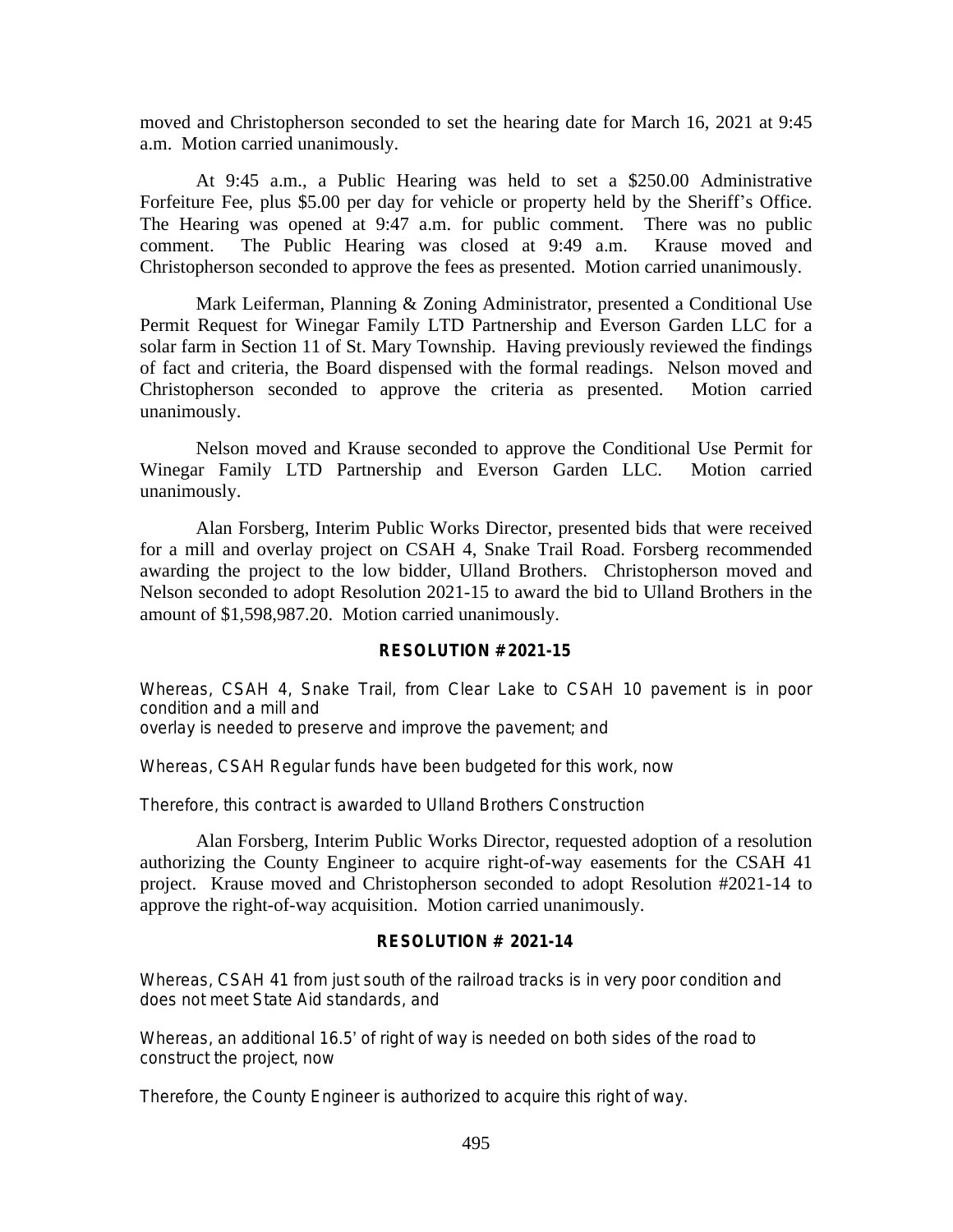moved and Christopherson seconded to set the hearing date for March 16, 2021 at 9:45 a.m. Motion carried unanimously.

At 9:45 a.m., a Public Hearing was held to set a $250.00 Administrative Forfeiture Fee, plus $5.00 per day for vehicle or property held by the Sheriff's Office. The Hearing was opened at 9:47 a.m. for public comment. There was no public comment. The Public Hearing was closed at 9:49 a.m. Krause moved and Christopherson seconded to approve the fees as presented. Motion carried unanimously.

Mark Leiferman, Planning & Zoning Administrator, presented a Conditional Use Permit Request for Winegar Family LTD Partnership and Everson Garden LLC for a solar farm in Section 11 of St. Mary Township. Having previously reviewed the findings of fact and criteria, the Board dispensed with the formal readings. Nelson moved and Christopherson seconded to approve the criteria as presented. Motion carried unanimously.

Nelson moved and Krause seconded to approve the Conditional Use Permit for Winegar Family LTD Partnership and Everson Garden LLC. Motion carried unanimously.

Alan Forsberg, Interim Public Works Director, presented bids that were received for a mill and overlay project on CSAH 4, Snake Trail Road. Forsberg recommended awarding the project to the low bidder, Ulland Brothers. Christopherson moved and Nelson seconded to adopt Resolution 2021-15 to award the bid to Ulland Brothers in the amount of $1,598,987.20. Motion carried unanimously.

**RESOLUTION #2021-15**

Whereas, CSAH 4, Snake Trail, from Clear Lake to CSAH 10 pavement is in poor condition and a mill and
overlay is needed to preserve and improve the pavement; and

Whereas, CSAH Regular funds have been budgeted for this work, now

Therefore, this contract is awarded to Ulland Brothers Construction

Alan Forsberg, Interim Public Works Director, requested adoption of a resolution authorizing the County Engineer to acquire right-of-way easements for the CSAH 41 project. Krause moved and Christopherson seconded to adopt Resolution #2021-14 to approve the right-of-way acquisition. Motion carried unanimously.

**RESOLUTION # 2021-14**

Whereas, CSAH 41 from just south of the railroad tracks is in very poor condition and does not meet State Aid standards, and

Whereas, an additional 16.5' of right of way is needed on both sides of the road to construct the project, now

Therefore, the County Engineer is authorized to acquire this right of way.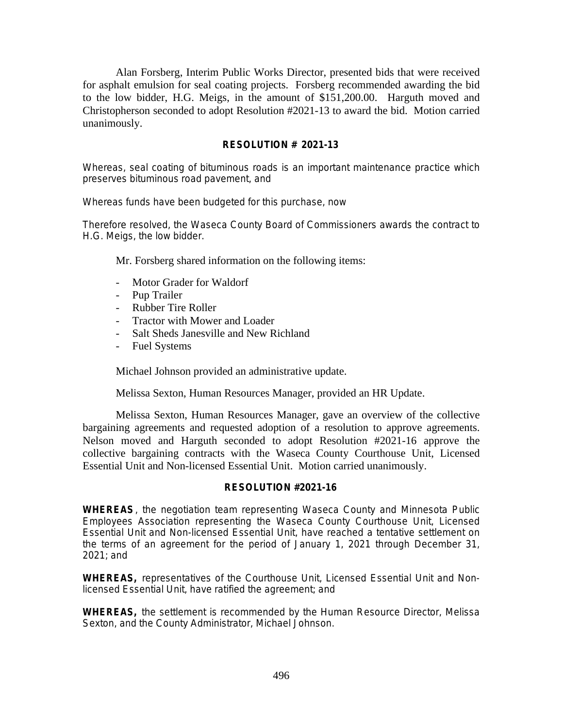Alan Forsberg, Interim Public Works Director, presented bids that were received for asphalt emulsion for seal coating projects. Forsberg recommended awarding the bid to the low bidder, H.G. Meigs, in the amount of $151,200.00. Harguth moved and Christopherson seconded to adopt Resolution #2021-13 to award the bid. Motion carried unanimously.

**RESOLUTION # 2021-13**

Whereas, seal coating of bituminous roads is an important maintenance practice which preserves bituminous road pavement, and

Whereas funds have been budgeted for this purchase, now

Therefore resolved, the Waseca County Board of Commissioners awards the contract to H.G. Meigs, the low bidder.

Mr. Forsberg shared information on the following items:

- Motor Grader for Waldorf
- Pup Trailer
- Rubber Tire Roller
- Tractor with Mower and Loader
- Salt Sheds Janesville and New Richland
- Fuel Systems

Michael Johnson provided an administrative update.

Melissa Sexton, Human Resources Manager, provided an HR Update.

Melissa Sexton, Human Resources Manager, gave an overview of the collective bargaining agreements and requested adoption of a resolution to approve agreements. Nelson moved and Harguth seconded to adopt Resolution #2021-16 approve the collective bargaining contracts with the Waseca County Courthouse Unit, Licensed Essential Unit and Non-licensed Essential Unit. Motion carried unanimously.

**RESOLUTION #2021-16**

**WHEREAS**, the negotiation team representing Waseca County and Minnesota Public Employees Association representing the Waseca County Courthouse Unit, Licensed Essential Unit and Non-licensed Essential Unit, have reached a tentative settlement on the terms of an agreement for the period of January 1, 2021 through December 31, 2021; and

**WHEREAS,** representatives of the Courthouse Unit, Licensed Essential Unit and Non-licensed Essential Unit, have ratified the agreement; and

**WHEREAS,** the settlement is recommended by the Human Resource Director, Melissa Sexton, and the County Administrator, Michael Johnson.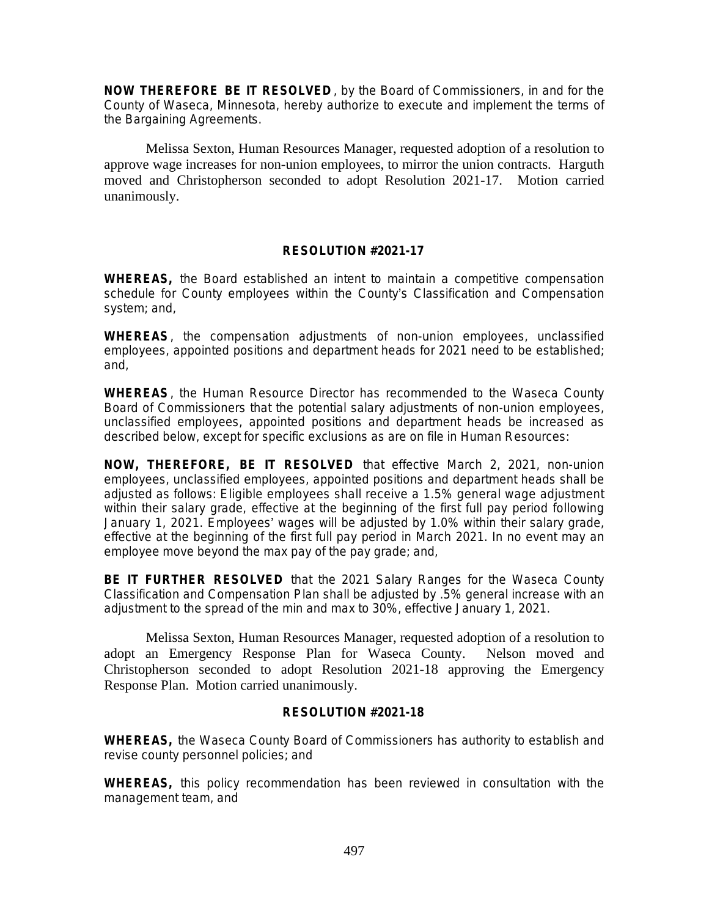**NOW THEREFORE BE IT RESOLVED**, by the Board of Commissioners, in and for the County of Waseca, Minnesota, hereby authorize to execute and implement the terms of the Bargaining Agreements.

Melissa Sexton, Human Resources Manager, requested adoption of a resolution to approve wage increases for non-union employees, to mirror the union contracts. Harguth moved and Christopherson seconded to adopt Resolution 2021-17. Motion carried unanimously.

**RESOLUTION #2021-17**

**WHEREAS,** the Board established an intent to maintain a competitive compensation schedule for County employees within the County's Classification and Compensation system; and,

**WHEREAS**, the compensation adjustments of non-union employees, unclassified employees, appointed positions and department heads for 2021 need to be established; and,

**WHEREAS**, the Human Resource Director has recommended to the Waseca County Board of Commissioners that the potential salary adjustments of non-union employees, unclassified employees, appointed positions and department heads be increased as described below, except for specific exclusions as are on file in Human Resources:

**NOW, THEREFORE, BE IT RESOLVED** that effective March 2, 2021, non-union employees, unclassified employees, appointed positions and department heads shall be adjusted as follows: Eligible employees shall receive a 1.5% general wage adjustment within their salary grade, effective at the beginning of the first full pay period following January 1, 2021. Employees' wages will be adjusted by 1.0% within their salary grade, effective at the beginning of the first full pay period in March 2021. In no event may an employee move beyond the max pay of the pay grade; and,

**BE IT FURTHER RESOLVED** that the 2021 Salary Ranges for the Waseca County Classification and Compensation Plan shall be adjusted by .5% general increase with an adjustment to the spread of the min and max to 30%, effective January 1, 2021.

Melissa Sexton, Human Resources Manager, requested adoption of a resolution to adopt an Emergency Response Plan for Waseca County. Nelson moved and Christopherson seconded to adopt Resolution 2021-18 approving the Emergency Response Plan. Motion carried unanimously.

**RESOLUTION #2021-18**

**WHEREAS,** the Waseca County Board of Commissioners has authority to establish and revise county personnel policies; and

**WHEREAS,** this policy recommendation has been reviewed in consultation with the management team, and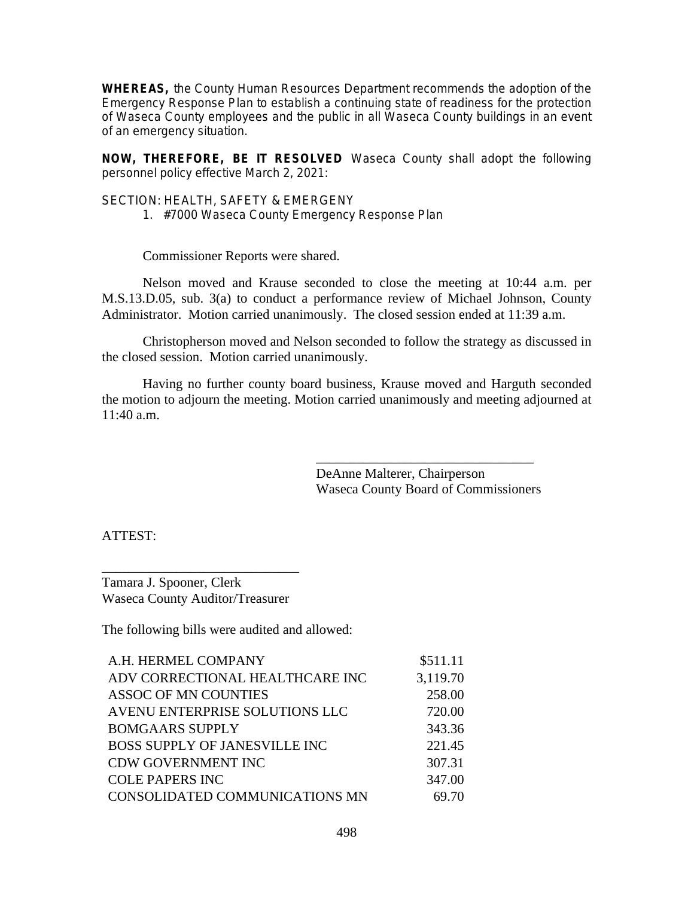**WHEREAS,** the County Human Resources Department recommends the adoption of the Emergency Response Plan to establish a continuing state of readiness for the protection of Waseca County employees and the public in all Waseca County buildings in an event of an emergency situation.

**NOW, THEREFORE, BE IT RESOLVED** Waseca County shall adopt the following personnel policy effective March 2, 2021:

SECTION: HEALTH, SAFETY & EMERGENY

1. #7000 Waseca County Emergency Response Plan

Commissioner Reports were shared.

Nelson moved and Krause seconded to close the meeting at 10:44 a.m. per M.S.13.D.05, sub. 3(a) to conduct a performance review of Michael Johnson, County Administrator. Motion carried unanimously. The closed session ended at 11:39 a.m.

Christopherson moved and Nelson seconded to follow the strategy as discussed in the closed session. Motion carried unanimously.

Having no further county board business, Krause moved and Harguth seconded the motion to adjourn the meeting. Motion carried unanimously and meeting adjourned at 11:40 a.m.

\_\_\_\_\_\_\_\_\_\_\_\_\_\_\_\_\_\_\_\_\_\_\_\_\_\_\_\_\_\_\_\_
DeAnne Malterer, Chairperson
Waseca County Board of Commissioners

ATTEST:

\_\_\_\_\_\_\_\_\_\_\_\_\_\_\_\_\_\_\_\_\_\_\_\_\_\_\_\_\_\_
Tamara J. Spooner, Clerk
Waseca County Auditor/Treasurer

The following bills were audited and allowed:

| | |
|---|---|
| A.H. HERMEL COMPANY | \$511.11 |
| ADV CORRECTIONAL HEALTHCARE INC | 3,119.70 |
| ASSOC OF MN COUNTIES | 258.00 |
| AVENU ENTERPRISE SOLUTIONS LLC | 720.00 |
| BOMGAARS SUPPLY | 343.36 |
| BOSS SUPPLY OF JANESVILLE INC | 221.45 |
| CDW GOVERNMENT INC | 307.31 |
| COLE PAPERS INC | 347.00 |
| CONSOLIDATED COMMUNICATIONS MN | 69.70 |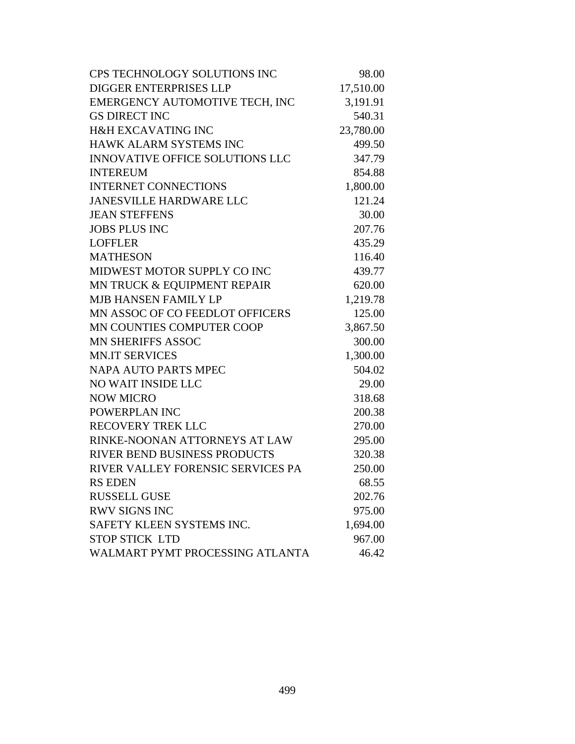| | |
|---|---|
| CPS TECHNOLOGY SOLUTIONS INC | 98.00 |
| DIGGER ENTERPRISES LLP | 17,510.00 |
| EMERGENCY AUTOMOTIVE TECH, INC | 3,191.91 |
| GS DIRECT INC | 540.31 |
| H&H EXCAVATING INC | 23,780.00 |
| HAWK ALARM SYSTEMS INC | 499.50 |
| INNOVATIVE OFFICE SOLUTIONS LLC | 347.79 |
| INTEREUM | 854.88 |
| INTERNET CONNECTIONS | 1,800.00 |
| JANESVILLE HARDWARE LLC | 121.24 |
| JEAN STEFFENS | 30.00 |
| JOBS PLUS INC | 207.76 |
| LOFFLER | 435.29 |
| MATHESON | 116.40 |
| MIDWEST MOTOR SUPPLY CO INC | 439.77 |
| MN TRUCK & EQUIPMENT REPAIR | 620.00 |
| MJB HANSEN FAMILY LP | 1,219.78 |
| MN ASSOC OF CO FEEDLOT OFFICERS | 125.00 |
| MN COUNTIES COMPUTER COOP | 3,867.50 |
| MN SHERIFFS ASSOC | 300.00 |
| MN.IT SERVICES | 1,300.00 |
| NAPA AUTO PARTS MPEC | 504.02 |
| NO WAIT INSIDE LLC | 29.00 |
| NOW MICRO | 318.68 |
| POWERPLAN INC | 200.38 |
| RECOVERY TREK LLC | 270.00 |
| RINKE-NOONAN ATTORNEYS AT LAW | 295.00 |
| RIVER BEND BUSINESS PRODUCTS | 320.38 |
| RIVER VALLEY FORENSIC SERVICES PA | 250.00 |
| RS EDEN | 68.55 |
| RUSSELL GUSE | 202.76 |
| RWV SIGNS INC | 975.00 |
| SAFETY KLEEN SYSTEMS INC. | 1,694.00 |
| STOP STICK LTD | 967.00 |
| WALMART PYMT PROCESSING ATLANTA | 46.42 |